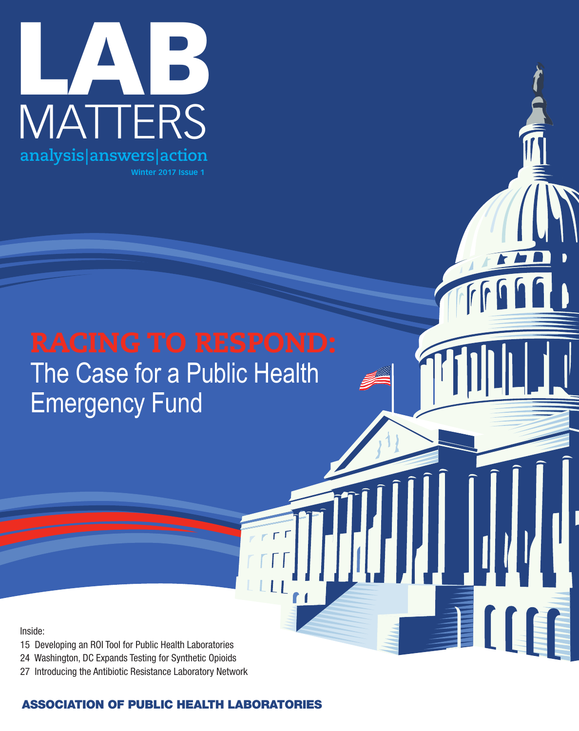# LAB MATTERS

analysis|answers|action

Winter 2017 Issue 1

## RACING TO RESPOND:

The Case for a Public Health Emergency Fund

Inside:

15 Developing an ROI Tool for Public Health Laboratories

24 Washington, DC Expands Testing for Synthetic Opioids

27 Introducing the Antibiotic Resistance Laboratory Network

**ASSOCIATION OF PUBLIC HEALTH LABORATORIES**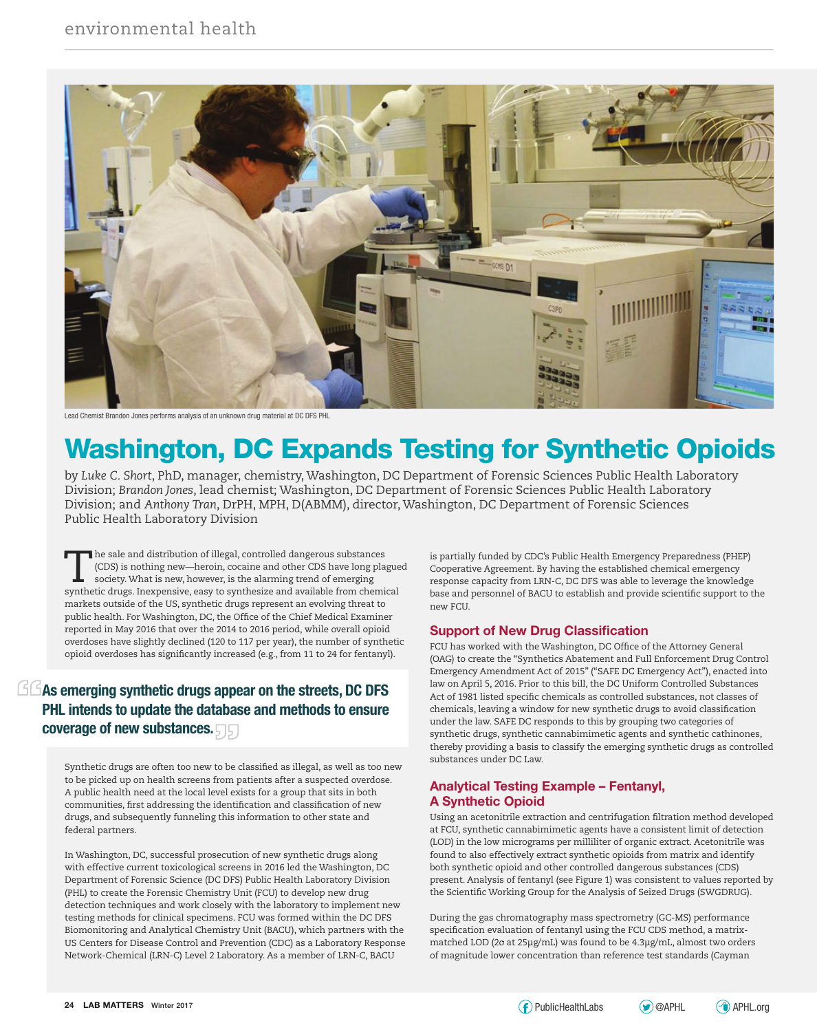Lead Chemist Brandon Jones performs analysis of an unknown drug material at DC DFS PHL

# Washington, DC Expands Testing for Synthetic Opioids

by *Luke C. Short*, PhD, manager, chemistry, Washington, DC Department of Forensic Sciences Public Health Laboratory Division; *Brandon Jones*, lead chemist; Washington, DC Department of Forensic Sciences Public Health Laboratory Division; and *Anthony Tran*, DrPH, MPH, D(ABMM), director, Washington, DC Department of Forensic Sciences Public Health Laboratory Division

The sale and distribution of illegal, controlled dangerous substances (CDS) is nothing new—heroin, cocaine and other CDS have long plagued society. What is new, however, is the alarming trend of emerging synthetic drugs. Inexpensive, easy to synthesize and available from chemical markets outside of the US, synthetic drugs represent an evolving threat to public health. For Washington, DC, the Office of the Chief Medical Examiner reported in May 2016 that over the 2014 to 2016 period, while overall opioid overdoses have slightly declined (120 to 117 per year), the number of synthetic opioid overdoses has significantly increased (e.g., from 11 to 24 for fentanyl).

> **As emerging synthetic drugs appear on the streets, DC DFS PHL intends to update the database and methods to ensure coverage of new substances.**

Synthetic drugs are often too new to be classified as illegal, as well as too new to be picked up on health screens from patients after a suspected overdose. A public health need at the local level exists for a group that sits in both communities, first addressing the identification and classification of new drugs, and subsequently funneling this information to other state and federal partners.

In Washington, DC, successful prosecution of new synthetic drugs along with effective current toxicological screens in 2016 led the Washington, DC Department of Forensic Science (DC DFS) Public Health Laboratory Division (PHL) to create the Forensic Chemistry Unit (FCU) to develop new drug detection techniques and work closely with the laboratory to implement new testing methods for clinical specimens. FCU was formed within the DC DFS Biomonitoring and Analytical Chemistry Unit (BACU), which partners with the US Centers for Disease Control and Prevention (CDC) as a Laboratory Response Network-Chemical (LRN-C) Level 2 Laboratory. As a member of LRN-C, BACU is partially funded by CDC's Public Health Emergency Preparedness (PHEP) Cooperative Agreement. By having the established chemical emergency response capacity from LRN-C, DC DFS was able to leverage the knowledge base and personnel of BACU to establish and provide scientific support to the new FCU.

## Support of New Drug Classification

FCU has worked with the Washington, DC Office of the Attorney General (OAG) to create the "Synthetics Abatement and Full Enforcement Drug Control Emergency Amendment Act of 2015" ("SAFE DC Emergency Act"), enacted into law on April 5, 2016. Prior to this bill, the DC Uniform Controlled Substances Act of 1981 listed specific chemicals as controlled substances, not classes of chemicals, leaving a window for new synthetic drugs to avoid classification under the law. SAFE DC responds to this by grouping two categories of synthetic drugs, synthetic cannabimimetic agents and synthetic cathinones, thereby providing a basis to classify the emerging synthetic drugs as controlled substances under DC Law.

## Analytical Testing Example – Fentanyl, A Synthetic Opioid

Using an acetonitrile extraction and centrifugation filtration method developed at FCU, synthetic cannabimimetic agents have a consistent limit of detection (LOD) in the low micrograms per milliliter of organic extract. Acetonitrile was found to also effectively extract synthetic opioids from matrix and identify both synthetic opioid and other controlled dangerous substances (CDS) present. Analysis of fentanyl (see Figure 1) was consistent to values reported by the Scientific Working Group for the Analysis of Seized Drugs (SWGDRUG).

During the gas chromatography mass spectrometry (GC-MS) performance specification evaluation of fentanyl using the FCU CDS method, a matrix-matched LOD ($2\sigma$ at 25µg/mL) was found to be 4.3µg/mL, almost two orders of magnitude lower concentration than reference test standards (Cayman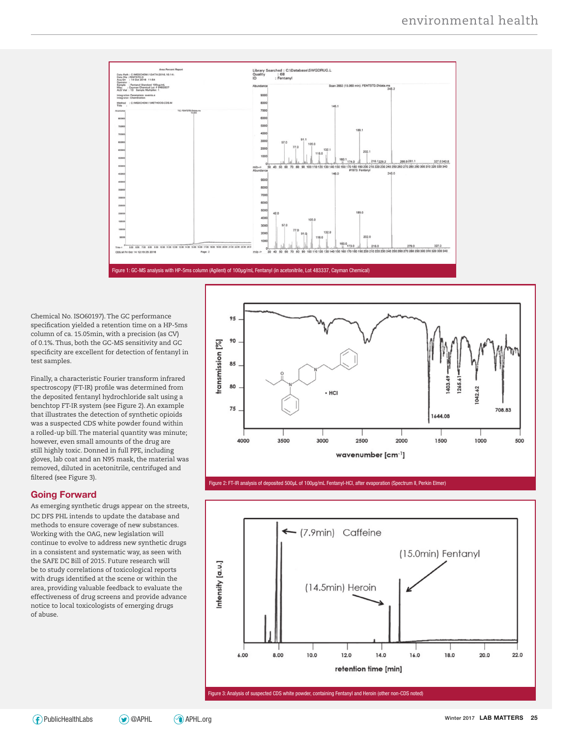Figure 1: GC-MS analysis with HP-5ms column (Agilent) of 100µg/mL Fentanyl (in acetonitrile, Lot 483337, Cayman Chemical)

Chemical No. ISO60197). The GC performance specification yielded a retention time on a HP-5ms column of ca. 15.05min, with a precision (as CV) of 0.1%. Thus, both the GC-MS sensitivity and GC specificity are excellent for detection of fentanyl in test samples.

Finally, a characteristic Fourier transform infrared spectroscopy (FT-IR) profile was determined from the deposited fentanyl hydrochloride salt using a benchtop FT-IR system (see Figure 2). An example that illustrates the detection of synthetic opioids was a suspected CDS white powder found within a rolled-up bill. The material quantity was minute; however, even small amounts of the drug are still highly toxic. Donned in full PPE, including gloves, lab coat and an N95 mask, the material was removed, diluted in acetonitrile, centrifuged and filtered (see Figure 3).

## Going Forward

As emerging synthetic drugs appear on the streets, DC DFS PHL intends to update the database and methods to ensure coverage of new substances. Working with the OAG, new legislation will continue to evolve to address new synthetic drugs in a consistent and systematic way, as seen with the SAFE DC Bill of 2015. Future research will be to study correlations of toxicological reports with drugs identified at the scene or within the area, providing valuable feedback to evaluate the effectiveness of drug screens and provide advance notice to local toxicologists of emerging drugs of abuse.

Figure 2: FT-IR analysis of deposited 500µL of 100µg/mL Fentanyl-HCl, after evaporation (Spectrum II, Perkin Elmer)

Figure 3: Analysis of suspected CDS white powder, containing Fentanyl and Heroin (other non-CDS noted)